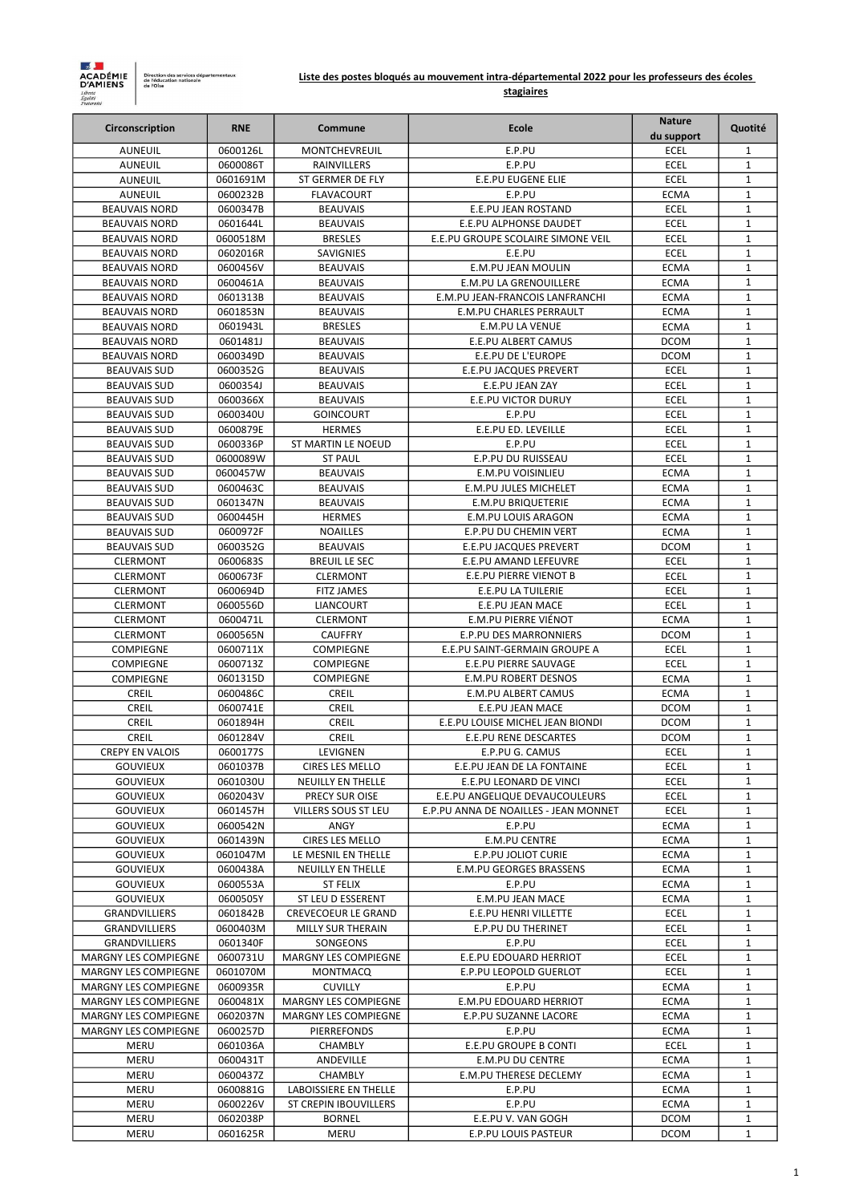ACADÉMIE D'AMIENS
Liberté Égalité Fraternité

Direction des services départementaux de l'éducation nationale de l'Oise

**Liste des postes bloqués au mouvement intra-départemental 2022 pour les professeurs des écoles stagiaires**

| Circonscription | RNE | Commune | Ecole | Nature du support | Quotité |
|---|---|---|---|---|---|
| AUNEUIL | 0600126L | MONTCHEVREUIL | E.P.PU | ECEL | 1 |
| AUNEUIL | 0600086T | RAINVILLERS | E.P.PU | ECEL | 1 |
| AUNEUIL | 0601691M | ST GERMER DE FLY | E.E.PU EUGENE ELIE | ECEL | 1 |
| AUNEUIL | 0600232B | FLAVACOURT | E.P.PU | ECMA | 1 |
| BEAUVAIS NORD | 0600347B | BEAUVAIS | E.E.PU JEAN ROSTAND | ECEL | 1 |
| BEAUVAIS NORD | 0601644L | BEAUVAIS | E.E.PU ALPHONSE DAUDET | ECEL | 1 |
| BEAUVAIS NORD | 0600518M | BRESLES | E.E.PU GROUPE SCOLAIRE SIMONE VEIL | ECEL | 1 |
| BEAUVAIS NORD | 0602016R | SAVIGNIES | E.E.PU | ECEL | 1 |
| BEAUVAIS NORD | 0600456V | BEAUVAIS | E.M.PU JEAN MOULIN | ECMA | 1 |
| BEAUVAIS NORD | 0600461A | BEAUVAIS | E.M.PU LA GRENOUILLERE | ECMA | 1 |
| BEAUVAIS NORD | 0601313B | BEAUVAIS | E.M.PU JEAN-FRANCOIS LANFRANCHI | ECMA | 1 |
| BEAUVAIS NORD | 0601853N | BEAUVAIS | E.M.PU CHARLES PERRAULT | ECMA | 1 |
| BEAUVAIS NORD | 0601943L | BRESLES | E.M.PU LA VENUE | ECMA | 1 |
| BEAUVAIS NORD | 0601481J | BEAUVAIS | E.E.PU ALBERT CAMUS | DCOM | 1 |
| BEAUVAIS NORD | 0600349D | BEAUVAIS | E.E.PU DE L'EUROPE | DCOM | 1 |
| BEAUVAIS SUD | 0600352G | BEAUVAIS | E.E.PU JACQUES PREVERT | ECEL | 1 |
| BEAUVAIS SUD | 0600354J | BEAUVAIS | E.E.PU JEAN ZAY | ECEL | 1 |
| BEAUVAIS SUD | 0600366X | BEAUVAIS | E.E.PU VICTOR DURUY | ECEL | 1 |
| BEAUVAIS SUD | 0600340U | GOINCOURT | E.P.PU | ECEL | 1 |
| BEAUVAIS SUD | 0600879E | HERMES | E.E.PU ED. LEVEILLE | ECEL | 1 |
| BEAUVAIS SUD | 0600336P | ST MARTIN LE NOEUD | E.P.PU | ECEL | 1 |
| BEAUVAIS SUD | 0600089W | ST PAUL | E.P.PU DU RUISSEAU | ECEL | 1 |
| BEAUVAIS SUD | 0600457W | BEAUVAIS | E.M.PU VOISINLIEU | ECMA | 1 |
| BEAUVAIS SUD | 0600463C | BEAUVAIS | E.M.PU JULES MICHELET | ECMA | 1 |
| BEAUVAIS SUD | 0601347N | BEAUVAIS | E.M.PU BRIQUETERIE | ECMA | 1 |
| BEAUVAIS SUD | 0600445H | HERMES | E.M.PU LOUIS ARAGON | ECMA | 1 |
| BEAUVAIS SUD | 0600972F | NOAILLES | E.P.PU DU CHEMIN VERT | ECMA | 1 |
| BEAUVAIS SUD | 0600352G | BEAUVAIS | E.E.PU JACQUES PREVERT | DCOM | 1 |
| CLERMONT | 0600683S | BREUIL LE SEC | E.E.PU AMAND LEFEUVRE | ECEL | 1 |
| CLERMONT | 0600673F | CLERMONT | E.E.PU PIERRE VIENOT B | ECEL | 1 |
| CLERMONT | 0600694D | FITZ JAMES | E.E.PU LA TUILERIE | ECEL | 1 |
| CLERMONT | 0600556D | LIANCOURT | E.E.PU JEAN MACE | ECEL | 1 |
| CLERMONT | 0600471L | CLERMONT | E.M.PU PIERRE VIÉNOT | ECMA | 1 |
| CLERMONT | 0600565N | CAUFFRY | E.P.PU DES MARRONNIERS | DCOM | 1 |
| COMPIEGNE | 0600711X | COMPIEGNE | E.E.PU SAINT-GERMAIN GROUPE A | ECEL | 1 |
| COMPIEGNE | 0600713Z | COMPIEGNE | E.E.PU PIERRE SAUVAGE | ECEL | 1 |
| COMPIEGNE | 0601315D | COMPIEGNE | E.M.PU ROBERT DESNOS | ECMA | 1 |
| CREIL | 0600486C | CREIL | E.M.PU ALBERT CAMUS | ECMA | 1 |
| CREIL | 0600741E | CREIL | E.E.PU JEAN MACE | DCOM | 1 |
| CREIL | 0601894H | CREIL | E.E.PU LOUISE MICHEL JEAN BIONDI | DCOM | 1 |
| CREIL | 0601284V | CREIL | E.E.PU RENE DESCARTES | DCOM | 1 |
| CREPY EN VALOIS | 0600177S | LEVIGNEN | E.P.PU G. CAMUS | ECEL | 1 |
| GOUVIEUX | 0601037B | CIRES LES MELLO | E.E.PU JEAN DE LA FONTAINE | ECEL | 1 |
| GOUVIEUX | 0601030U | NEUILLY EN THELLE | E.E.PU LEONARD DE VINCI | ECEL | 1 |
| GOUVIEUX | 0602043V | PRECY SUR OISE | E.E.PU ANGELIQUE DEVAUCOULEURS | ECEL | 1 |
| GOUVIEUX | 0601457H | VILLERS SOUS ST LEU | E.P.PU ANNA DE NOAILLES - JEAN MONNET | ECEL | 1 |
| GOUVIEUX | 0600542N | ANGY | E.P.PU | ECMA | 1 |
| GOUVIEUX | 0601439N | CIRES LES MELLO | E.M.PU CENTRE | ECMA | 1 |
| GOUVIEUX | 0601047M | LE MESNIL EN THELLE | E.P.PU JOLIOT CURIE | ECMA | 1 |
| GOUVIEUX | 0600438A | NEUILLY EN THELLE | E.M.PU GEORGES BRASSENS | ECMA | 1 |
| GOUVIEUX | 0600553A | ST FELIX | E.P.PU | ECMA | 1 |
| GOUVIEUX | 0600505Y | ST LEU D ESSERENT | E.M.PU JEAN MACE | ECMA | 1 |
| GRANDVILLIERS | 0601842B | CREVECOEUR LE GRAND | E.E.PU HENRI VILLETTE | ECEL | 1 |
| GRANDVILLIERS | 0600403M | MILLY SUR THERAIN | E.P.PU DU THERINET | ECEL | 1 |
| GRANDVILLIERS | 0601340F | SONGEONS | E.P.PU | ECEL | 1 |
| MARGNY LES COMPIEGNE | 0600731U | MARGNY LES COMPIEGNE | E.E.PU EDOUARD HERRIOT | ECEL | 1 |
| MARGNY LES COMPIEGNE | 0601070M | MONTMACQ | E.P.PU LEOPOLD GUERLOT | ECEL | 1 |
| MARGNY LES COMPIEGNE | 0600935R | CUVILLY | E.P.PU | ECMA | 1 |
| MARGNY LES COMPIEGNE | 0600481X | MARGNY LES COMPIEGNE | E.M.PU EDOUARD HERRIOT | ECMA | 1 |
| MARGNY LES COMPIEGNE | 0602037N | MARGNY LES COMPIEGNE | E.P.PU SUZANNE LACORE | ECMA | 1 |
| MARGNY LES COMPIEGNE | 0600257D | PIERREFONDS | E.P.PU | ECMA | 1 |
| MERU | 0601036A | CHAMBLY | E.E.PU GROUPE B CONTI | ECEL | 1 |
| MERU | 0600431T | ANDEVILLE | E.M.PU DU CENTRE | ECMA | 1 |
| MERU | 0600437Z | CHAMBLY | E.M.PU THERESE DECLEMY | ECMA | 1 |
| MERU | 0600881G | LABOISSIERE EN THELLE | E.P.PU | ECMA | 1 |
| MERU | 0600226V | ST CREPIN IBOUVILLERS | E.P.PU | ECMA | 1 |
| MERU | 0602038P | BORNEL | E.E.PU V. VAN GOGH | DCOM | 1 |
| MERU | 0601625R | MERU | E.P.PU LOUIS PASTEUR | DCOM | 1 |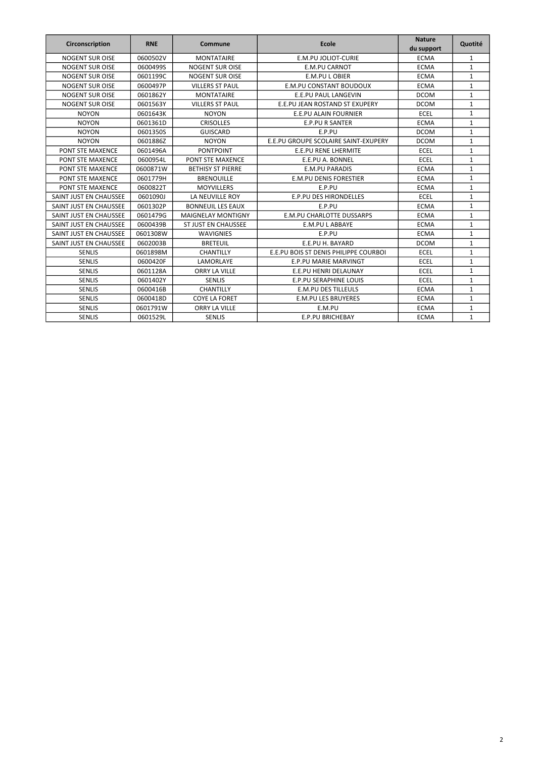| Circonscription | RNE | Commune | Ecole | Nature du support | Quotité |
|---|---|---|---|---|---|
| NOGENT SUR OISE | 0600502V | MONTATAIRE | E.M.PU JOLIOT-CURIE | ECMA | 1 |
| NOGENT SUR OISE | 0600499S | NOGENT SUR OISE | E.M.PU CARNOT | ECMA | 1 |
| NOGENT SUR OISE | 0601199C | NOGENT SUR OISE | E.M.PU L OBIER | ECMA | 1 |
| NOGENT SUR OISE | 0600497P | VILLERS ST PAUL | E.M.PU CONSTANT BOUDOUX | ECMA | 1 |
| NOGENT SUR OISE | 0601862Y | MONTATAIRE | E.E.PU PAUL LANGEVIN | DCOM | 1 |
| NOGENT SUR OISE | 0601563Y | VILLERS ST PAUL | E.E.PU JEAN ROSTAND ST EXUPERY | DCOM | 1 |
| NOYON | 0601643K | NOYON | E.E.PU ALAIN FOURNIER | ECEL | 1 |
| NOYON | 0601361D | CRISOLLES | E.P.PU R SANTER | ECMA | 1 |
| NOYON | 0601350S | GUISCARD | E.P.PU | DCOM | 1 |
| NOYON | 0601886Z | NOYON | E.E.PU GROUPE SCOLAIRE SAINT-EXUPERY | DCOM | 1 |
| PONT STE MAXENCE | 0601496A | PONTPOINT | E.E.PU RENE LHERMITE | ECEL | 1 |
| PONT STE MAXENCE | 0600954L | PONT STE MAXENCE | E.E.PU A. BONNEL | ECEL | 1 |
| PONT STE MAXENCE | 0600871W | BETHISY ST PIERRE | E.M.PU PARADIS | ECMA | 1 |
| PONT STE MAXENCE | 0601779H | BRENOUILLE | E.M.PU DENIS FORESTIER | ECMA | 1 |
| PONT STE MAXENCE | 0600822T | MOYVILLERS | E.P.PU | ECMA | 1 |
| SAINT JUST EN CHAUSSEE | 0601090J | LA NEUVILLE ROY | E.P.PU DES HIRONDELLES | ECEL | 1 |
| SAINT JUST EN CHAUSSEE | 0601302P | BONNEUIL LES EAUX | E.P.PU | ECMA | 1 |
| SAINT JUST EN CHAUSSEE | 0601479G | MAIGNELAY MONTIGNY | E.M.PU CHARLOTTE DUSSARPS | ECMA | 1 |
| SAINT JUST EN CHAUSSEE | 0600439B | ST JUST EN CHAUSSEE | E.M.PU L ABBAYE | ECMA | 1 |
| SAINT JUST EN CHAUSSEE | 0601308W | WAVIGNIES | E.P.PU | ECMA | 1 |
| SAINT JUST EN CHAUSSEE | 0602003B | BRETEUIL | E.E.PU H. BAYARD | DCOM | 1 |
| SENLIS | 0601898M | CHANTILLY | E.E.PU BOIS ST DENIS PHILIPPE COURBOI | ECEL | 1 |
| SENLIS | 0600420F | LAMORLAYE | E.P.PU MARIE MARVINGT | ECEL | 1 |
| SENLIS | 0601128A | ORRY LA VILLE | E.E.PU HENRI DELAUNAY | ECEL | 1 |
| SENLIS | 0601402Y | SENLIS | E.P.PU SERAPHINE LOUIS | ECEL | 1 |
| SENLIS | 0600416B | CHANTILLY | E.M.PU DES TILLEULS | ECMA | 1 |
| SENLIS | 0600418D | COYE LA FORET | E.M.PU LES BRUYERES | ECMA | 1 |
| SENLIS | 0601791W | ORRY LA VILLE | E.M.PU | ECMA | 1 |
| SENLIS | 0601529L | SENLIS | E.P.PU BRICHEBAY | ECMA | 1 |